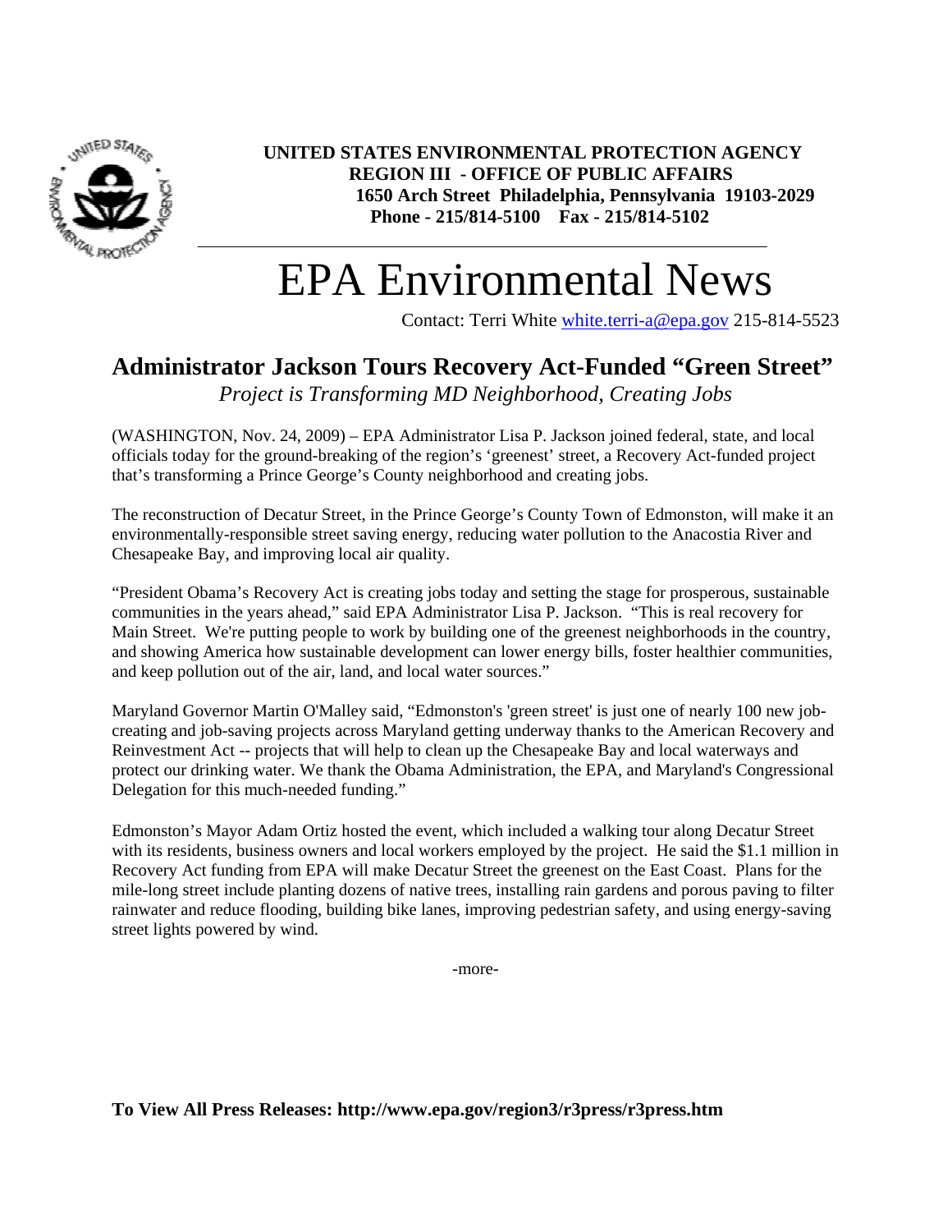**UNITED STATES ENVIRONMENTAL PROTECTION AGENCY**
**REGION III - OFFICE OF PUBLIC AFFAIRS**
**1650 Arch Street Philadelphia, Pennsylvania 19103-2029**
**Phone - 215/814-5100 Fax - 215/814-5102**

# EPA Environmental News

Contact: Terri White white.terri-a@epa.gov 215-814-5523

## Administrator Jackson Tours Recovery Act-Funded "Green Street"

*Project is Transforming MD Neighborhood, Creating Jobs*

(WASHINGTON, Nov. 24, 2009) – EPA Administrator Lisa P. Jackson joined federal, state, and local officials today for the ground-breaking of the region's 'greenest' street, a Recovery Act-funded project that's transforming a Prince George's County neighborhood and creating jobs.

The reconstruction of Decatur Street, in the Prince George's County Town of Edmonston, will make it an environmentally-responsible street saving energy, reducing water pollution to the Anacostia River and Chesapeake Bay, and improving local air quality.

"President Obama's Recovery Act is creating jobs today and setting the stage for prosperous, sustainable communities in the years ahead," said EPA Administrator Lisa P. Jackson. "This is real recovery for Main Street. We're putting people to work by building one of the greenest neighborhoods in the country, and showing America how sustainable development can lower energy bills, foster healthier communities, and keep pollution out of the air, land, and local water sources."

Maryland Governor Martin O'Malley said, "Edmonston's 'green street' is just one of nearly 100 new job-creating and job-saving projects across Maryland getting underway thanks to the American Recovery and Reinvestment Act -- projects that will help to clean up the Chesapeake Bay and local waterways and protect our drinking water. We thank the Obama Administration, the EPA, and Maryland's Congressional Delegation for this much-needed funding."

Edmonston's Mayor Adam Ortiz hosted the event, which included a walking tour along Decatur Street with its residents, business owners and local workers employed by the project. He said the $1.1 million in Recovery Act funding from EPA will make Decatur Street the greenest on the East Coast. Plans for the mile-long street include planting dozens of native trees, installing rain gardens and porous paving to filter rainwater and reduce flooding, building bike lanes, improving pedestrian safety, and using energy-saving street lights powered by wind.

-more-

**To View All Press Releases: http://www.epa.gov/region3/r3press/r3press.htm**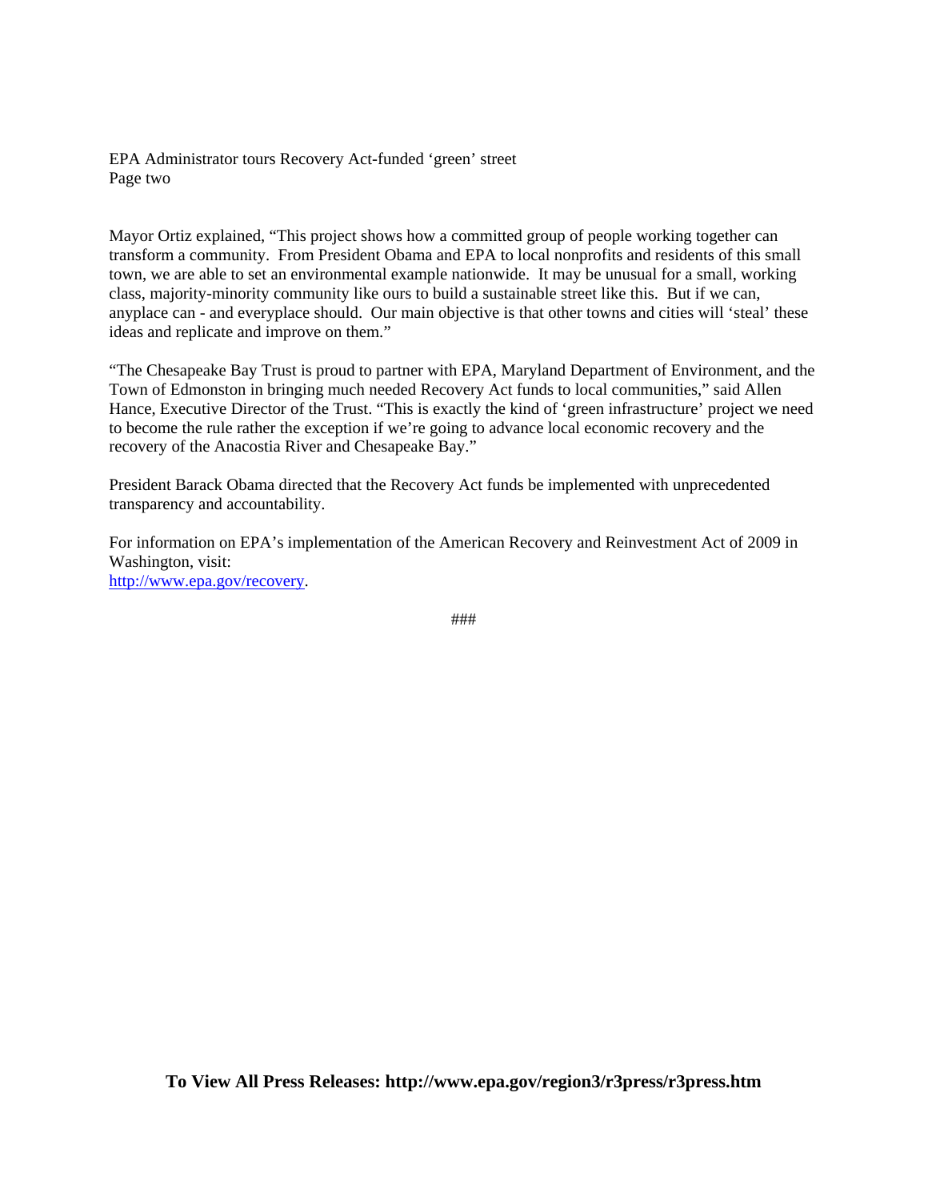Mayor Ortiz explained, "This project shows how a committed group of people working together can transform a community. From President Obama and EPA to local nonprofits and residents of this small town, we are able to set an environmental example nationwide. It may be unusual for a small, working class, majority-minority community like ours to build a sustainable street like this. But if we can, anyplace can - and everyplace should. Our main objective is that other towns and cities will 'steal' these ideas and replicate and improve on them."

"The Chesapeake Bay Trust is proud to partner with EPA, Maryland Department of Environment, and the Town of Edmonston in bringing much needed Recovery Act funds to local communities," said Allen Hance, Executive Director of the Trust. "This is exactly the kind of 'green infrastructure' project we need to become the rule rather the exception if we're going to advance local economic recovery and the recovery of the Anacostia River and Chesapeake Bay."

President Barack Obama directed that the Recovery Act funds be implemented with unprecedented transparency and accountability.

For information on EPA's implementation of the American Recovery and Reinvestment Act of 2009 in Washington, visit:
http://www.epa.gov/recovery.

###

**To View All Press Releases: http://www.epa.gov/region3/r3press/r3press.htm**